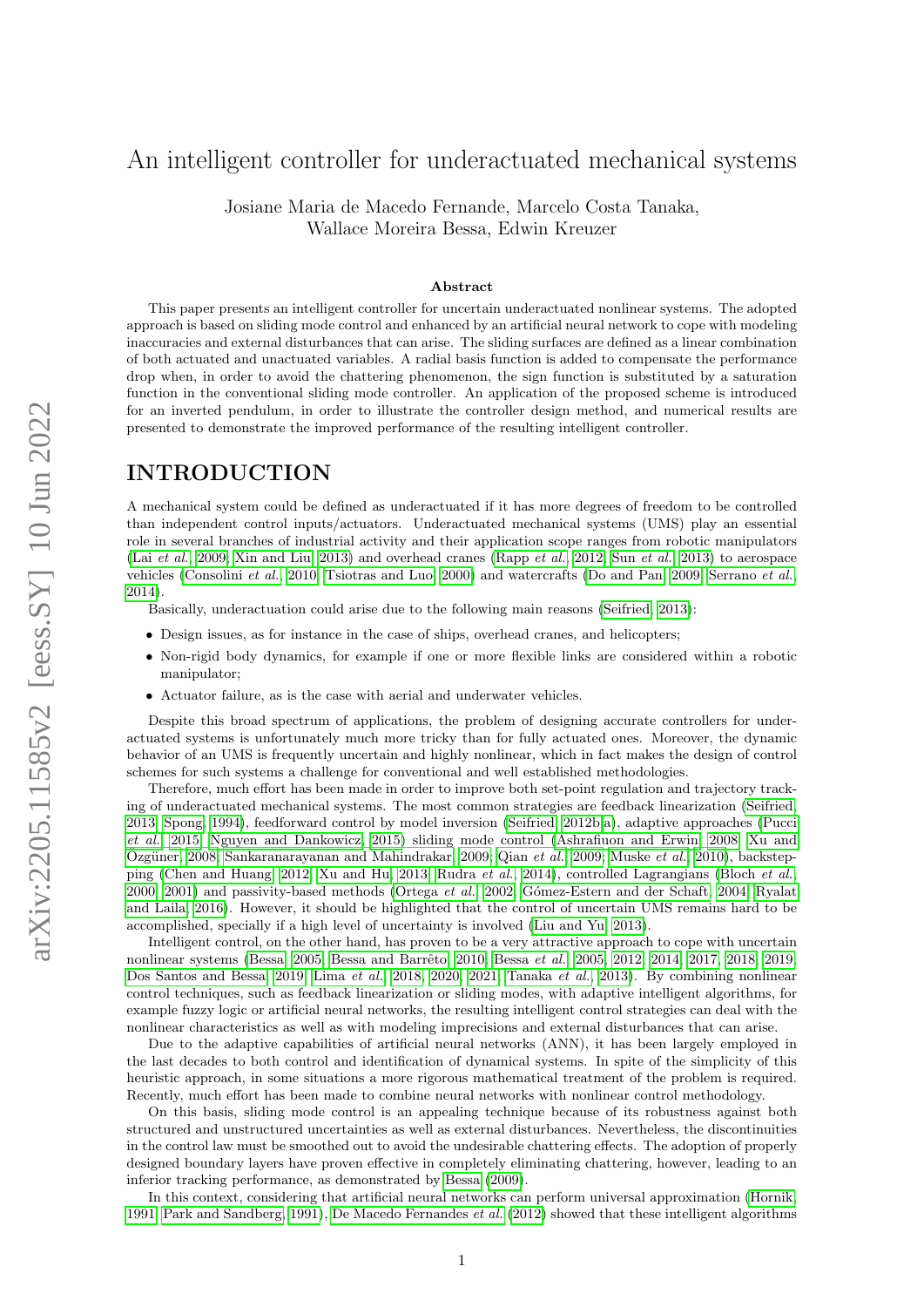# An intelligent controller for underactuated mechanical systems

Josiane Maria de Macedo Fernande, Marcelo Costa Tanaka, Wallace Moreira Bessa, Edwin Kreuzer

### Abstract

This paper presents an intelligent controller for uncertain underactuated nonlinear systems. The adopted approach is based on sliding mode control and enhanced by an artificial neural network to cope with modeling inaccuracies and external disturbances that can arise. The sliding surfaces are defined as a linear combination of both actuated and unactuated variables. A radial basis function is added to compensate the performance drop when, in order to avoid the chattering phenomenon, the sign function is substituted by a saturation function in the conventional sliding mode controller. An application of the proposed scheme is introduced for an inverted pendulum, in order to illustrate the controller design method, and numerical results are presented to demonstrate the improved performance of the resulting intelligent controller.

## INTRODUCTION

A mechanical system could be defined as underactuated if it has more degrees of freedom to be controlled than independent control inputs/actuators. Underactuated mechanical systems (UMS) play an essential role in several branches of industrial activity and their application scope ranges from robotic manipulators (Lai *et al.*, 2009; Xin and Liu, 2013) and overhead cranes (Rapp *et al.*, 2012; Sun *et al.*, 2013) to aerospace vehicles (Consolini *et al.*, 2010; Tsiotras and Luo, 2000) and watercrafts (Do and Pan, 2009; Serrano *et al.*, 2014).

Basically, underactuation could arise due to the following main reasons (Seifried, 2013):

- Design issues, as for instance in the case of ships, overhead cranes, and helicopters;
- Non-rigid body dynamics, for example if one or more flexible links are considered within a robotic manipulator;
- Actuator failure, as is the case with aerial and underwater vehicles.

Despite this broad spectrum of applications, the problem of designing accurate controllers for underactuated systems is unfortunately much more tricky than for fully actuated ones. Moreover, the dynamic behavior of an UMS is frequently uncertain and highly nonlinear, which in fact makes the design of control schemes for such systems a challenge for conventional and well established methodologies.

Therefore, much effort has been made in order to improve both set-point regulation and trajectory tracking of underactuated mechanical systems. The most common strategies are feedback linearization (Seifried, 2013; Spong, 1994), feedforward control by model inversion (Seifried, 2012b,a), adaptive approaches (Pucci *et al.*, 2015; Nguyen and Dankowicz, 2015) sliding mode control (Ashrafiuon and Erwin, 2008; Xu and Özgüner, 2008; Sankaranarayanan and Mahindrakar, 2009; Qian *et al.*, 2009; Muske *et al.*, 2010), backstepping (Chen and Huang, 2012; Xu and Hu, 2013; Rudra *et al.*, 2014), controlled Lagrangians (Bloch *et al.*, 2000, 2001) and passivity-based methods (Ortega *et al.*, 2002; Gómez-Estern and der Schaft, 2004; Ryalat and Laila, 2016). However, it should be highlighted that the control of uncertain UMS remains hard to be accomplished, specially if a high level of uncertainty is involved (Liu and Yu, 2013).

Intelligent control, on the other hand, has proven to be a very attractive approach to cope with uncertain nonlinear systems (Bessa, 2005; Bessa and Barrêto, 2010; Bessa *et al.*, 2005, 2012, 2014, 2017, 2018, 2019; Dos Santos and Bessa, 2019; Lima *et al.*, 2018, 2020, 2021; Tanaka *et al.*, 2013). By combining nonlinear control techniques, such as feedback linearization or sliding modes, with adaptive intelligent algorithms, for example fuzzy logic or artificial neural networks, the resulting intelligent control strategies can deal with the nonlinear characteristics as well as with modeling imprecisions and external disturbances that can arise.

Due to the adaptive capabilities of artificial neural networks (ANN), it has been largely employed in the last decades to both control and identification of dynamical systems. In spite of the simplicity of this heuristic approach, in some situations a more rigorous mathematical treatment of the problem is required. Recently, much effort has been made to combine neural networks with nonlinear control methodology.

On this basis, sliding mode control is an appealing technique because of its robustness against both structured and unstructured uncertainties as well as external disturbances. Nevertheless, the discontinuities in the control law must be smoothed out to avoid the undesirable chattering effects. The adoption of properly designed boundary layers have proven effective in completely eliminating chattering, however, leading to an inferior tracking performance, as demonstrated by Bessa (2009).

In this context, considering that artificial neural networks can perform universal approximation (Hornik, 1991; Park and Sandberg, 1991), De Macedo Fernandes *et al.* (2012) showed that these intelligent algorithms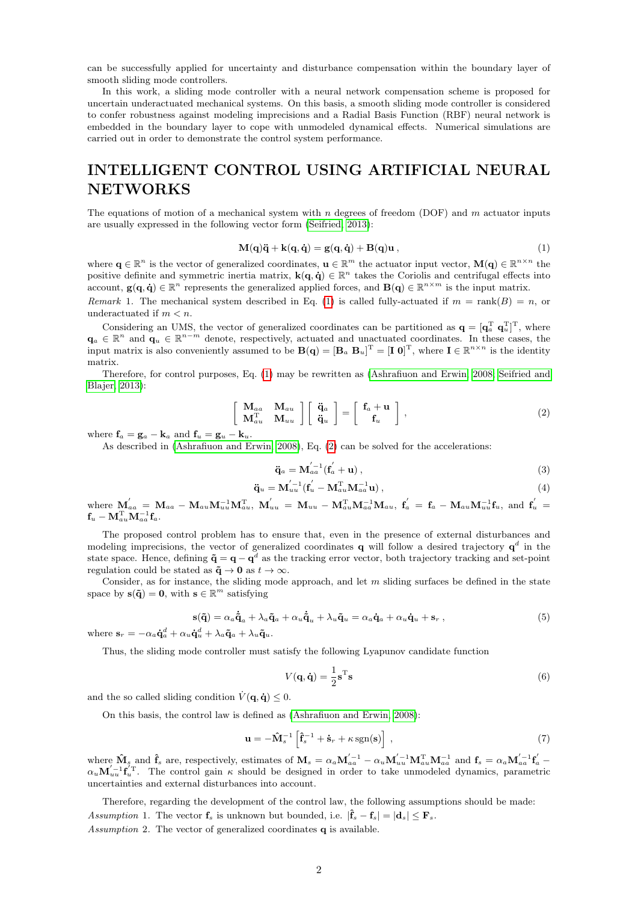can be successfully applied for uncertainty and disturbance compensation within the boundary layer of smooth sliding mode controllers.

In this work, a sliding mode controller with a neural network compensation scheme is proposed for uncertain underactuated mechanical systems. On this basis, a smooth sliding mode controller is considered to confer robustness against modeling imprecisions and a Radial Basis Function (RBF) neural network is embedded in the boundary layer to cope with unmodeled dynamical effects. Numerical simulations are carried out in order to demonstrate the control system performance.

# INTELLIGENT CONTROL USING ARTIFICIAL NEURAL NETWORKS

The equations of motion of a mechanical system with $n$ degrees of freedom (DOF) and $m$ actuator inputs are usually expressed in the following vector form (Seifried, 2013):

$$\mathbf{M}(\mathbf{q})\ddot{\mathbf{q}} + \mathbf{k}(\mathbf{q},\dot{\mathbf{q}}) = \mathbf{g}(\mathbf{q},\dot{\mathbf{q}}) + \mathbf{B}(\mathbf{q})\mathbf{u}\,, \tag{1}$$

where $\mathbf{q} \in \mathbb{R}^n$ is the vector of generalized coordinates, $\mathbf{u} \in \mathbb{R}^m$ the actuator input vector, $\mathbf{M}(\mathbf{q}) \in \mathbb{R}^{n\times n}$ the positive definite and symmetric inertia matrix, $\mathbf{k}(\mathbf{q},\dot{\mathbf{q}}) \in \mathbb{R}^n$ takes the Coriolis and centrifugal effects into account, $\mathbf{g}(\mathbf{q},\dot{\mathbf{q}}) \in \mathbb{R}^n$ represents the generalized applied forces, and $\mathbf{B}(\mathbf{q}) \in \mathbb{R}^{n\times m}$ is the input matrix.

*Remark* 1. The mechanical system described in Eq. (1) is called fully-actuated if $m = \operatorname{rank}(B) = n$, or underactuated if $m < n$.

Considering an UMS, the vector of generalized coordinates can be partitioned as $\mathbf{q} = [\mathbf{q}_a^{\mathrm{T}}\ \mathbf{q}_u^{\mathrm{T}}]^{\mathrm{T}}$, where $\mathbf{q}_a \in \mathbb{R}^n$ and $\mathbf{q}_u \in \mathbb{R}^{n-m}$ denote, respectively, actuated and unactuated coordinates. In these cases, the input matrix is also conveniently assumed to be $\mathbf{B}(\mathbf{q}) = [\mathbf{B}_a\ \mathbf{B}_u]^{\mathrm{T}} = [\mathbf{I}\ \mathbf{0}]^{\mathrm{T}}$, where $\mathbf{I} \in \mathbb{R}^{n\times n}$ is the identity matrix.

Therefore, for control purposes, Eq. (1) may be rewritten as (Ashrafiuon and Erwin, 2008; Seifried and Blajer, 2013):

$$\begin{bmatrix} \mathbf{M}_{aa} & \mathbf{M}_{au} \\ \mathbf{M}_{au}^{\mathrm{T}} & \mathbf{M}_{uu} \end{bmatrix} \begin{bmatrix} \ddot{\mathbf{q}}_a \\ \ddot{\mathbf{q}}_u \end{bmatrix} = \begin{bmatrix} \mathbf{f}_a + \mathbf{u} \\ \mathbf{f}_u \end{bmatrix}, \tag{2}$$

where $\mathbf{f}_a = \mathbf{g}_a - \mathbf{k}_a$ and $\mathbf{f}_u = \mathbf{g}_u - \mathbf{k}_u$.

As described in (Ashrafiuon and Erwin, 2008), Eq. (2) can be solved for the accelerations:

$$\ddot{\mathbf{q}}_a = \mathbf{M}_{aa}^{'-1}(\mathbf{f}_a^{'} + \mathbf{u})\,, \tag{3}$$

$$\ddot{\mathbf{q}}_u = \mathbf{M}_{uu}^{'-1}(\mathbf{f}_u^{'} - \mathbf{M}_{au}^{\mathrm{T}}\mathbf{M}_{aa}^{-1}\mathbf{u})\,, \tag{4}$$

where $\mathbf{M}_{aa}^{'} = \mathbf{M}_{aa} - \mathbf{M}_{au}\mathbf{M}_{uu}^{-1}\mathbf{M}_{au}^{\mathrm{T}}$, $\mathbf{M}_{uu}^{'} = \mathbf{M}_{uu} - \mathbf{M}_{au}^{\mathrm{T}}\mathbf{M}_{aa}^{-1}\mathbf{M}_{au}$, $\mathbf{f}_a^{'} = \mathbf{f}_a - \mathbf{M}_{au}\mathbf{M}_{uu}^{-1}\mathbf{f}_u$, and $\mathbf{f}_u^{'} = \mathbf{f}_u - \mathbf{M}_{au}^{\mathrm{T}}\mathbf{M}_{aa}^{-1}\mathbf{f}_a$.

The proposed control problem has to ensure that, even in the presence of external disturbances and modeling imprecisions, the vector of generalized coordinates $\mathbf{q}$ will follow a desired trajectory $\mathbf{q}^d$ in the state space. Hence, defining $\tilde{\mathbf{q}} = \mathbf{q} - \mathbf{q}^d$ as the tracking error vector, both trajectory tracking and set-point regulation could be stated as $\tilde{\mathbf{q}} \to \mathbf{0}$ as $t \to \infty$.

Consider, as for instance, the sliding mode approach, and let $m$ sliding surfaces be defined in the state space by $\mathbf{s}(\tilde{\mathbf{q}}) = \mathbf{0}$, with $\mathbf{s} \in \mathbb{R}^m$ satisfying

$$\mathbf{s}(\tilde{\mathbf{q}}) = \alpha_a\dot{\tilde{\mathbf{q}}}_a + \lambda_a\tilde{\mathbf{q}}_a + \alpha_u\dot{\tilde{\mathbf{q}}}_u + \lambda_u\tilde{\mathbf{q}}_u = \alpha_a\dot{\mathbf{q}}_a + \alpha_u\dot{\mathbf{q}}_u + \mathbf{s}_r\,, \tag{5}$$

where $\mathbf{s}_r = -\alpha_a\dot{\mathbf{q}}_a^d + \alpha_u\dot{\mathbf{q}}_u^d + \lambda_a\tilde{\mathbf{q}}_a + \lambda_u\tilde{\mathbf{q}}_u$.

Thus, the sliding mode controller must satisfy the following Lyapunov candidate function

$$V(\mathbf{q},\dot{\mathbf{q}}) = \frac{1}{2}\mathbf{s}^{\mathrm{T}}\mathbf{s} \tag{6}$$

and the so called sliding condition $\dot{V}(\mathbf{q},\dot{\mathbf{q}}) \le 0$.

On this basis, the control law is defined as (Ashrafiuon and Erwin, 2008):

$$\mathbf{u} = -\hat{\mathbf{M}}_s^{-1}\left[\hat{\mathbf{f}}_s^{-1} + \dot{\mathbf{s}}_r + \kappa\,\mathrm{sgn}(\mathbf{s})\right], \tag{7}$$

where $\hat{\mathbf{M}}_s$ and $\hat{\mathbf{f}}_s$ are, respectively, estimates of $\mathbf{M}_s = \alpha_a\mathbf{M}_{aa}^{'-1} - \alpha_u\mathbf{M}_{uu}^{'-1}\mathbf{M}_{au}^{\mathrm{T}}\mathbf{M}_{aa}^{-1}$ and $\mathbf{f}_s = \alpha_a\mathbf{M}_{aa}^{'-1}\mathbf{f}_a^{'} - \alpha_u\mathbf{M}_{uu}^{'-1}\mathbf{f}_u^{'\mathrm{T}}$. The control gain $\kappa$ should be designed in order to take unmodeled dynamics, parametric uncertainties and external disturbances into account.

Therefore, regarding the development of the control law, the following assumptions should be made:

*Assumption* 1. The vector $\mathbf{f}_s$ is unknown but bounded, i.e. $|\hat{\mathbf{f}}_s - \mathbf{f}_s| = |\mathbf{d}_s| \le \mathbf{F}_s$.

*Assumption* 2. The vector of generalized coordinates $\mathbf{q}$ is available.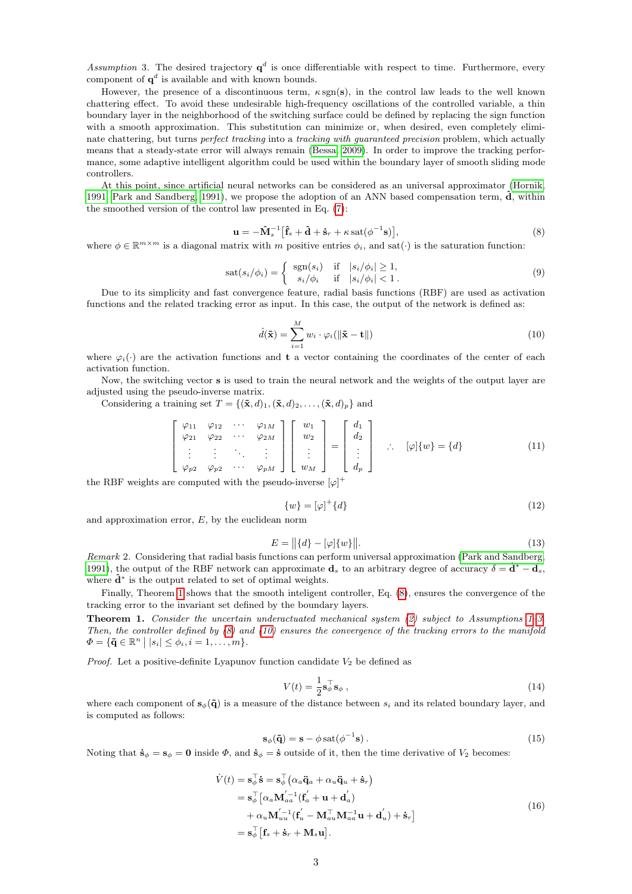*Assumption* 3. The desired trajectory $\mathbf{q}^d$ is once differentiable with respect to time. Furthermore, every component of $\mathbf{q}^d$ is available and with known bounds.

However, the presence of a discontinuous term, $\kappa\,\mathrm{sgn}(\mathbf{s})$, in the control law leads to the well known chattering effect. To avoid these undesirable high-frequency oscillations of the controlled variable, a thin boundary layer in the neighborhood of the switching surface could be defined by replacing the sign function with a smooth approximation. This substitution can minimize or, when desired, even completely eliminate chattering, but turns *perfect tracking* into a *tracking with guaranteed precision* problem, which actually means that a steady-state error will always remain (Bessa, 2009). In order to improve the tracking performance, some adaptive intelligent algorithm could be used within the boundary layer of smooth sliding mode controllers.

At this point, since artificial neural networks can be considered as an universal approximator (Hornik, 1991; Park and Sandberg, 1991), we propose the adoption of an ANN based compensation term, $\hat{\mathbf{d}}$, within the smoothed version of the control law presented in Eq. (7):

$$\mathbf{u} = -\hat{\mathbf{M}}_s^{-1}\big[\hat{\mathbf{f}}_s + \hat{\mathbf{d}} + \dot{\mathbf{s}}_r + \kappa\,\mathrm{sat}(\phi^{-1}\mathbf{s})\big], \tag{8}$$

where $\phi \in \mathbb{R}^{m\times m}$ is a diagonal matrix with $m$ positive entries $\phi_i$, and $\mathrm{sat}(\cdot)$ is the saturation function:

$$\mathrm{sat}(s_i/\phi_i) = \begin{cases} \mathrm{sgn}(s_i) & \text{if} \quad |s_i/\phi_i| \geq 1, \\ s_i/\phi_i & \text{if} \quad |s_i/\phi_i| < 1\,. \end{cases} \tag{9}$$

Due to its simplicity and fast convergence feature, radial basis functions (RBF) are used as activation functions and the related tracking error as input. In this case, the output of the network is defined as:

$$\hat{d}(\tilde{\mathbf{x}}) = \sum_{i=1}^{M} w_i \cdot \varphi_i(\|\tilde{\mathbf{x}} - \mathbf{t}\|) \tag{10}$$

where $\varphi_i(\cdot)$ are the activation functions and $\mathbf{t}$ a vector containing the coordinates of the center of each activation function.

Now, the switching vector $\mathbf{s}$ is used to train the neural network and the weights of the output layer are adjusted using the pseudo-inverse matrix.

Considering a training set $T = \{(\tilde{\mathbf{x}}, d)_1, (\tilde{\mathbf{x}}, d)_2, \ldots, (\tilde{\mathbf{x}}, d)_p\}$ and

$$\begin{bmatrix} \varphi_{11} & \varphi_{12} & \cdots & \varphi_{1M} \\ \varphi_{21} & \varphi_{22} & \cdots & \varphi_{2M} \\ \vdots & \vdots & \ddots & \vdots \\ \varphi_{p2} & \varphi_{p2} & \cdots & \varphi_{pM} \end{bmatrix} \begin{bmatrix} w_1 \\ w_2 \\ \vdots \\ w_M \end{bmatrix} = \begin{bmatrix} d_1 \\ d_2 \\ \vdots \\ d_p \end{bmatrix} \quad \therefore \quad [\varphi]\{w\} = \{d\} \tag{11}$$

the RBF weights are computed with the pseudo-inverse $[\varphi]^+$

$$\{w\} = [\varphi]^+\{d\} \tag{12}$$

and approximation error, $E$, by the euclidean norm

$$E = \big\|\{d\} - [\varphi]\{w\}\big\|. \tag{13}$$

*Remark* 2. Considering that radial basis functions can perform universal approximation (Park and Sandberg, 1991), the output of the RBF network can approximate $\mathbf{d}_s$ to an arbitrary degree of accuracy $\delta = \hat{\mathbf{d}}^* - \mathbf{d}_s$, where $\hat{\mathbf{d}}^*$ is the output related to set of optimal weights.

Finally, Theorem 1 shows that the smooth inteligent controller, Eq. (8), ensures the convergence of the tracking error to the invariant set defined by the boundary layers.

**Theorem 1.** *Consider the uncertain underactuated mechanical system (2) subject to Assumptions 1–3. Then, the controller defined by (8) and (10) ensures the convergence of the tracking errors to the manifold* $\Phi = \{\tilde{\mathbf{q}} \in \mathbb{R}^n \mid |s_i| \leq \phi_i, i = 1, \ldots, m\}$.

*Proof.* Let a positive-definite Lyapunov function candidate $V_2$ be defined as

$$V(t) = \frac{1}{2}\mathbf{s}_\phi^\top \mathbf{s}_\phi\,, \tag{14}$$

where each component of $\mathbf{s}_\phi(\tilde{\mathbf{q}})$ is a measure of the distance between $s_i$ and its related boundary layer, and is computed as follows:

$$\mathbf{s}_\phi(\tilde{\mathbf{q}}) = \mathbf{s} - \phi\,\mathrm{sat}(\phi^{-1}\mathbf{s})\,. \tag{15}$$

Noting that $\dot{\mathbf{s}}_\phi = \mathbf{s}_\phi = \mathbf{0}$ inside $\Phi$, and $\dot{\mathbf{s}}_\phi = \dot{\mathbf{s}}$ outside of it, then the time derivative of $V_2$ becomes:

$$\begin{aligned} \dot{V}(t) &= \mathbf{s}_\phi^\top \dot{\mathbf{s}} = \mathbf{s}_\phi^\top\big(\alpha_a \ddot{\mathbf{q}}_a + \alpha_u \ddot{\mathbf{q}}_u + \dot{\mathbf{s}}_r\big) \\ &= \mathbf{s}_\phi^\top\big[\alpha_a \mathbf{M}_{aa}^{'-1}(\mathbf{f}_a^{'} + \mathbf{u} + \mathbf{d}_a^{'}) \\ &\quad + \alpha_u \mathbf{M}_{uu}^{'-1}(\mathbf{f}_u^{'} - \mathbf{M}_{au}^\top \mathbf{M}_{aa}^{-1}\mathbf{u} + \mathbf{d}_u^{'}) + \dot{\mathbf{s}}_r\big] \\ &= \mathbf{s}_\phi^\top\big[\mathbf{f}_s + \dot{\mathbf{s}}_r + \mathbf{M}_s\mathbf{u}\big]. \end{aligned} \tag{16}$$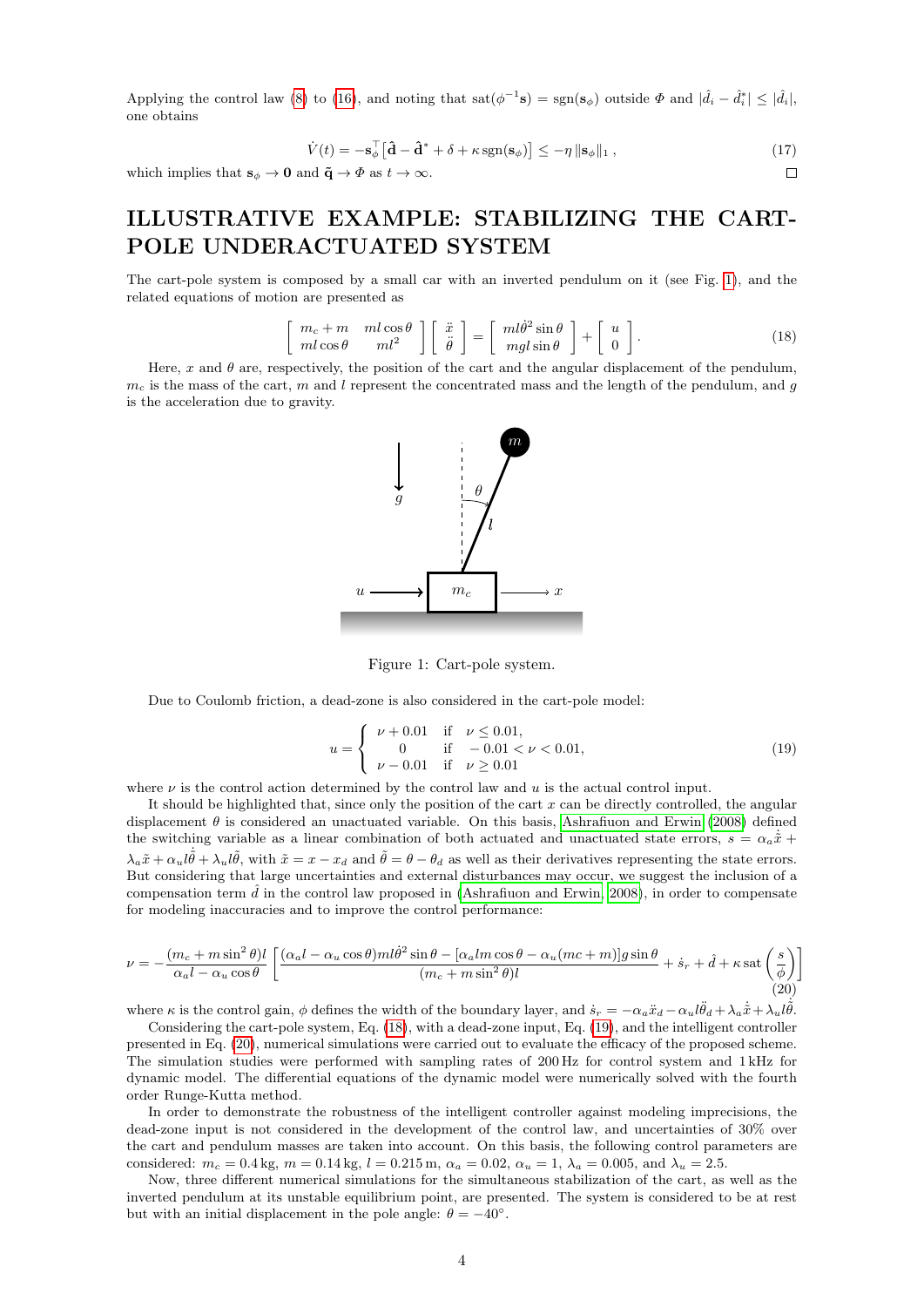Applying the control law (8) to (16), and noting that $\text{sat}(\phi^{-1}\mathbf{s}) = \text{sgn}(\mathbf{s}_\phi)$ outside $\Phi$ and $|\hat{d}_i - \hat{d}_i^*| \leq |\hat{d}_i|$, one obtains

$$\dot{V}(t) = -\mathbf{s}_\phi^\top \left[ \hat{\mathbf{d}} - \hat{\mathbf{d}}^* + \delta + \kappa \, \text{sgn}(\mathbf{s}_\phi) \right] \leq -\eta \, \|\mathbf{s}_\phi\|_1 \, , \tag{17}$$

which implies that $\mathbf{s}_\phi \to \mathbf{0}$ and $\tilde{\mathbf{q}} \to \Phi$ as $t \to \infty$. □

# ILLUSTRATIVE EXAMPLE: STABILIZING THE CART-POLE UNDERACTUATED SYSTEM

The cart-pole system is composed by a small car with an inverted pendulum on it (see Fig. 1), and the related equations of motion are presented as

$$\begin{bmatrix} m_c + m & ml\cos\theta \\ ml\cos\theta & ml^2 \end{bmatrix} \begin{bmatrix} \ddot{x} \\ \ddot{\theta} \end{bmatrix} = \begin{bmatrix} ml\dot{\theta}^2 \sin\theta \\ mgl\sin\theta \end{bmatrix} + \begin{bmatrix} u \\ 0 \end{bmatrix}. \tag{18}$$

Here, $x$ and $\theta$ are, respectively, the position of the cart and the angular displacement of the pendulum, $m_c$ is the mass of the cart, $m$ and $l$ represent the concentrated mass and the length of the pendulum, and $g$ is the acceleration due to gravity.

Figure 1: Cart-pole system.

Due to Coulomb friction, a dead-zone is also considered in the cart-pole model:

$$u = \begin{cases} \nu + 0.01 & \text{if} \quad \nu \leq 0.01, \\ 0 & \text{if} \quad -0.01 < \nu < 0.01, \\ \nu - 0.01 & \text{if} \quad \nu \geq 0.01 \end{cases} \tag{19}$$

where $\nu$ is the control action determined by the control law and $u$ is the actual control input.

It should be highlighted that, since only the position of the cart $x$ can be directly controlled, the angular displacement $\theta$ is considered an unactuated variable. On this basis, Ashrafiuon and Erwin (2008) defined the switching variable as a linear combination of both actuated and unactuated state errors, $s = \alpha_a \dot{\tilde{x}} + \lambda_a \tilde{x} + \alpha_u l \dot{\tilde{\theta}} + \lambda_u l \tilde{\theta}$, with $\tilde{x} = x - x_d$ and $\tilde{\theta} = \theta - \theta_d$ as well as their derivatives representing the state errors. But considering that large uncertainties and external disturbances may occur, we suggest the inclusion of a compensation term $\hat{d}$ in the control law proposed in (Ashrafiuon and Erwin, 2008), in order to compensate for modeling inaccuracies and to improve the control performance:

$$\nu = -\frac{(m_c + m\sin^2\theta)l}{\alpha_a l - \alpha_u \cos\theta} \left[ \frac{(\alpha_a l - \alpha_u \cos\theta) ml\dot{\theta}^2 \sin\theta - [\alpha_a lm\cos\theta - \alpha_u(mc + m)]g\sin\theta}{(m_c + m\sin^2\theta)l} + \dot{s}_r + \hat{d} + \kappa \, \text{sat}\left(\frac{s}{\phi}\right) \right] \tag{20}$$

where $\kappa$ is the control gain, $\phi$ defines the width of the boundary layer, and $\dot{s}_r = -\alpha_a \ddot{x}_d - \alpha_u l \ddot{\theta}_d + \lambda_a \dot{\tilde{x}} + \lambda_u l \dot{\tilde{\theta}}$.

Considering the cart-pole system, Eq. (18), with a dead-zone input, Eq. (19), and the intelligent controller presented in Eq. (20), numerical simulations were carried out to evaluate the efficacy of the proposed scheme. The simulation studies were performed with sampling rates of 200 Hz for control system and 1 kHz for dynamic model. The differential equations of the dynamic model were numerically solved with the fourth order Runge-Kutta method.

In order to demonstrate the robustness of the intelligent controller against modeling imprecisions, the dead-zone input is not considered in the development of the control law, and uncertainties of 30% over the cart and pendulum masses are taken into account. On this basis, the following control parameters are considered: $m_c = 0.4$ kg, $m = 0.14$ kg, $l = 0.215$ m, $\alpha_a = 0.02$, $\alpha_u = 1$, $\lambda_a = 0.005$, and $\lambda_u = 2.5$.

Now, three different numerical simulations for the simultaneous stabilization of the cart, as well as the inverted pendulum at its unstable equilibrium point, are presented. The system is considered to be at rest but with an initial displacement in the pole angle: $\theta = -40°$.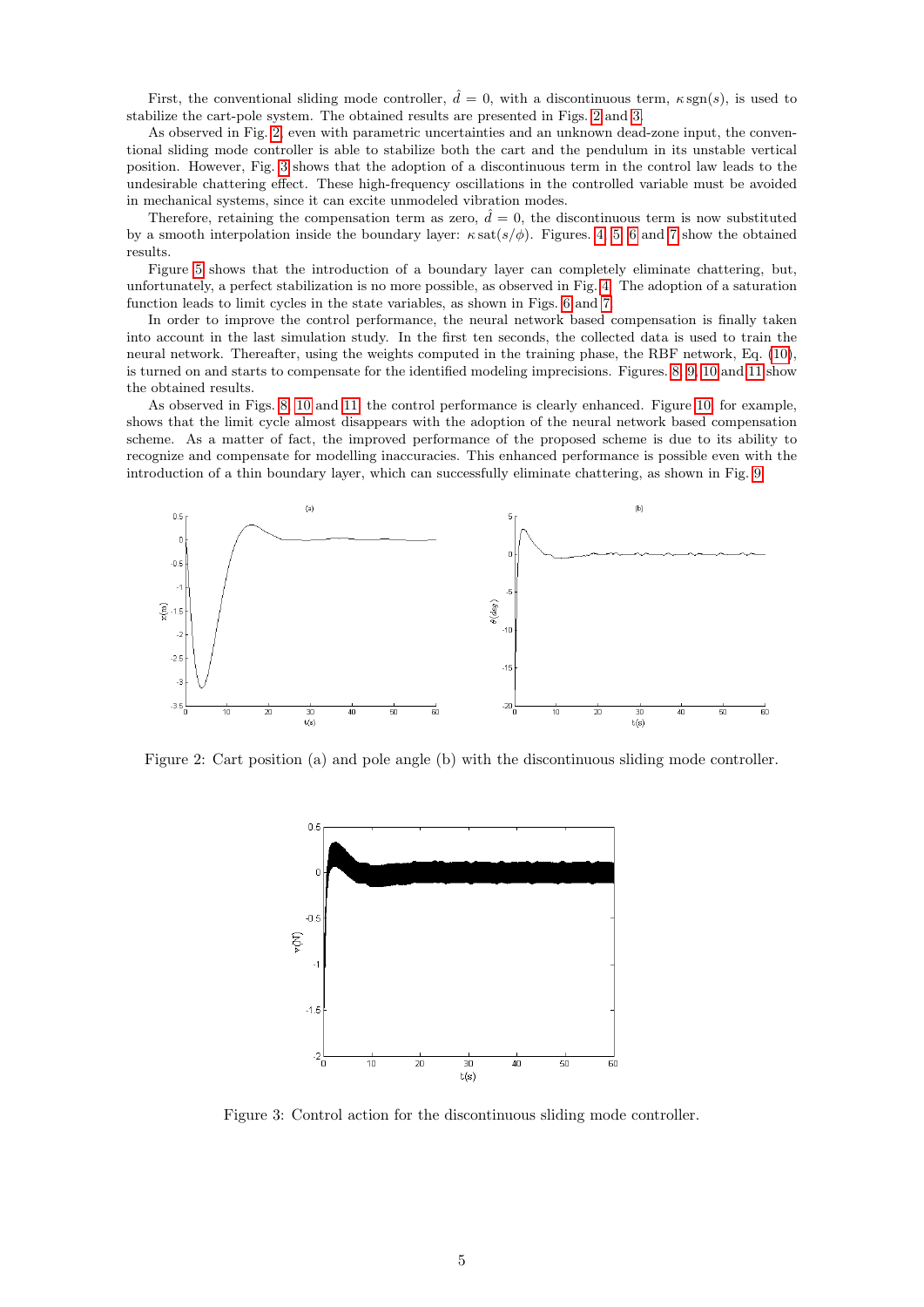First, the conventional sliding mode controller, $\hat{d} = 0$, with a discontinuous term, $\kappa\,\mathrm{sgn}(s)$, is used to stabilize the cart-pole system. The obtained results are presented in Figs. 2 and 3.

As observed in Fig. 2, even with parametric uncertainties and an unknown dead-zone input, the conventional sliding mode controller is able to stabilize both the cart and the pendulum in its unstable vertical position. However, Fig. 3 shows that the adoption of a discontinuous term in the control law leads to the undesirable chattering effect. These high-frequency oscillations in the controlled variable must be avoided in mechanical systems, since it can excite unmodeled vibration modes.

Therefore, retaining the compensation term as zero, $\hat{d} = 0$, the discontinuous term is now substituted by a smooth interpolation inside the boundary layer: $\kappa\,\mathrm{sat}(s/\phi)$. Figures. 4, 5, 6 and 7 show the obtained results.

Figure 5 shows that the introduction of a boundary layer can completely eliminate chattering, but, unfortunately, a perfect stabilization is no more possible, as observed in Fig. 4. The adoption of a saturation function leads to limit cycles in the state variables, as shown in Figs. 6 and 7.

In order to improve the control performance, the neural network based compensation is finally taken into account in the last simulation study. In the first ten seconds, the collected data is used to train the neural network. Thereafter, using the weights computed in the training phase, the RBF network, Eq. (10), is turned on and starts to compensate for the identified modeling imprecisions. Figures. 8, 9, 10 and 11 show the obtained results.

As observed in Figs. 8, 10 and 11, the control performance is clearly enhanced. Figure 10, for example, shows that the limit cycle almost disappears with the adoption of the neural network based compensation scheme. As a matter of fact, the improved performance of the proposed scheme is due to its ability to recognize and compensate for modelling inaccuracies. This enhanced performance is possible even with the introduction of a thin boundary layer, which can successfully eliminate chattering, as shown in Fig. 9.

Figure 2: Cart position (a) and pole angle (b) with the discontinuous sliding mode controller.

Figure 3: Control action for the discontinuous sliding mode controller.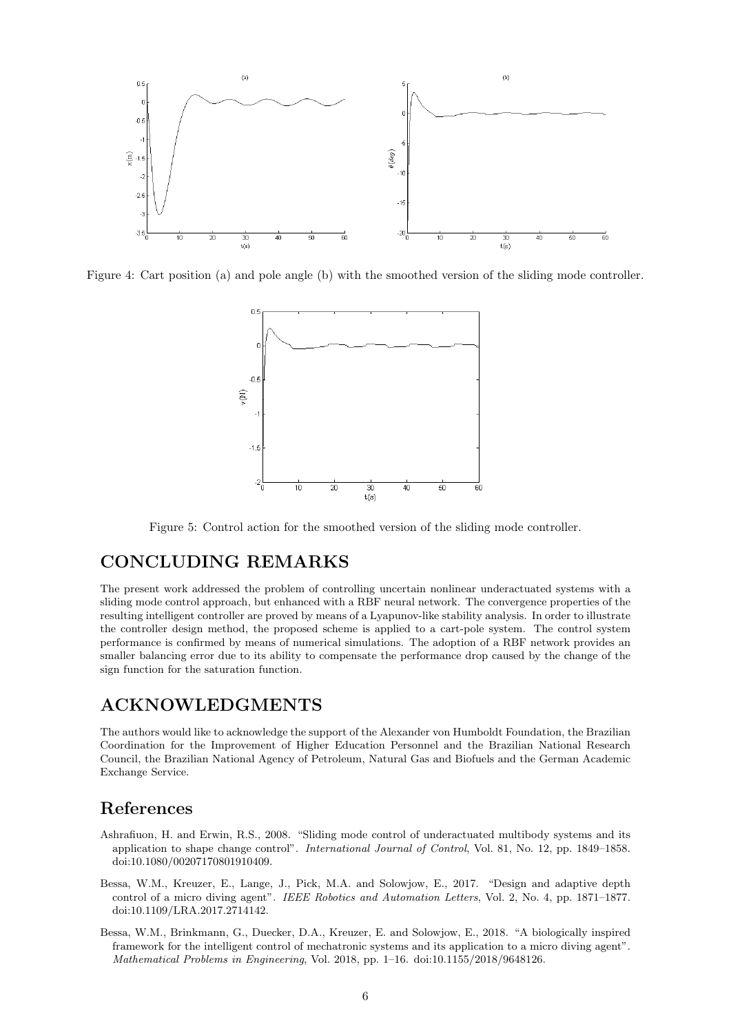Figure 4: Cart position (a) and pole angle (b) with the smoothed version of the sliding mode controller.

Figure 5: Control action for the smoothed version of the sliding mode controller.

## CONCLUDING REMARKS

The present work addressed the problem of controlling uncertain nonlinear underactuated systems with a sliding mode control approach, but enhanced with a RBF neural network. The convergence properties of the resulting intelligent controller are proved by means of a Lyapunov-like stability analysis. In order to illustrate the controller design method, the proposed scheme is applied to a cart-pole system. The control system performance is confirmed by means of numerical simulations. The adoption of a RBF network provides an smaller balancing error due to its ability to compensate the performance drop caused by the change of the sign function for the saturation function.

## ACKNOWLEDGMENTS

The authors would like to acknowledge the support of the Alexander von Humboldt Foundation, the Brazilian Coordination for the Improvement of Higher Education Personnel and the Brazilian National Research Council, the Brazilian National Agency of Petroleum, Natural Gas and Biofuels and the German Academic Exchange Service.

## References

Ashrafiuon, H. and Erwin, R.S., 2008. "Sliding mode control of underactuated multibody systems and its application to shape change control". *International Journal of Control*, Vol. 81, No. 12, pp. 1849–1858. doi:10.1080/00207170801910409.

Bessa, W.M., Kreuzer, E., Lange, J., Pick, M.A. and Solowjow, E., 2017. "Design and adaptive depth control of a micro diving agent". *IEEE Robotics and Automation Letters*, Vol. 2, No. 4, pp. 1871–1877. doi:10.1109/LRA.2017.2714142.

Bessa, W.M., Brinkmann, G., Duecker, D.A., Kreuzer, E. and Solowjow, E., 2018. "A biologically inspired framework for the intelligent control of mechatronic systems and its application to a micro diving agent". *Mathematical Problems in Engineering*, Vol. 2018, pp. 1–16. doi:10.1155/2018/9648126.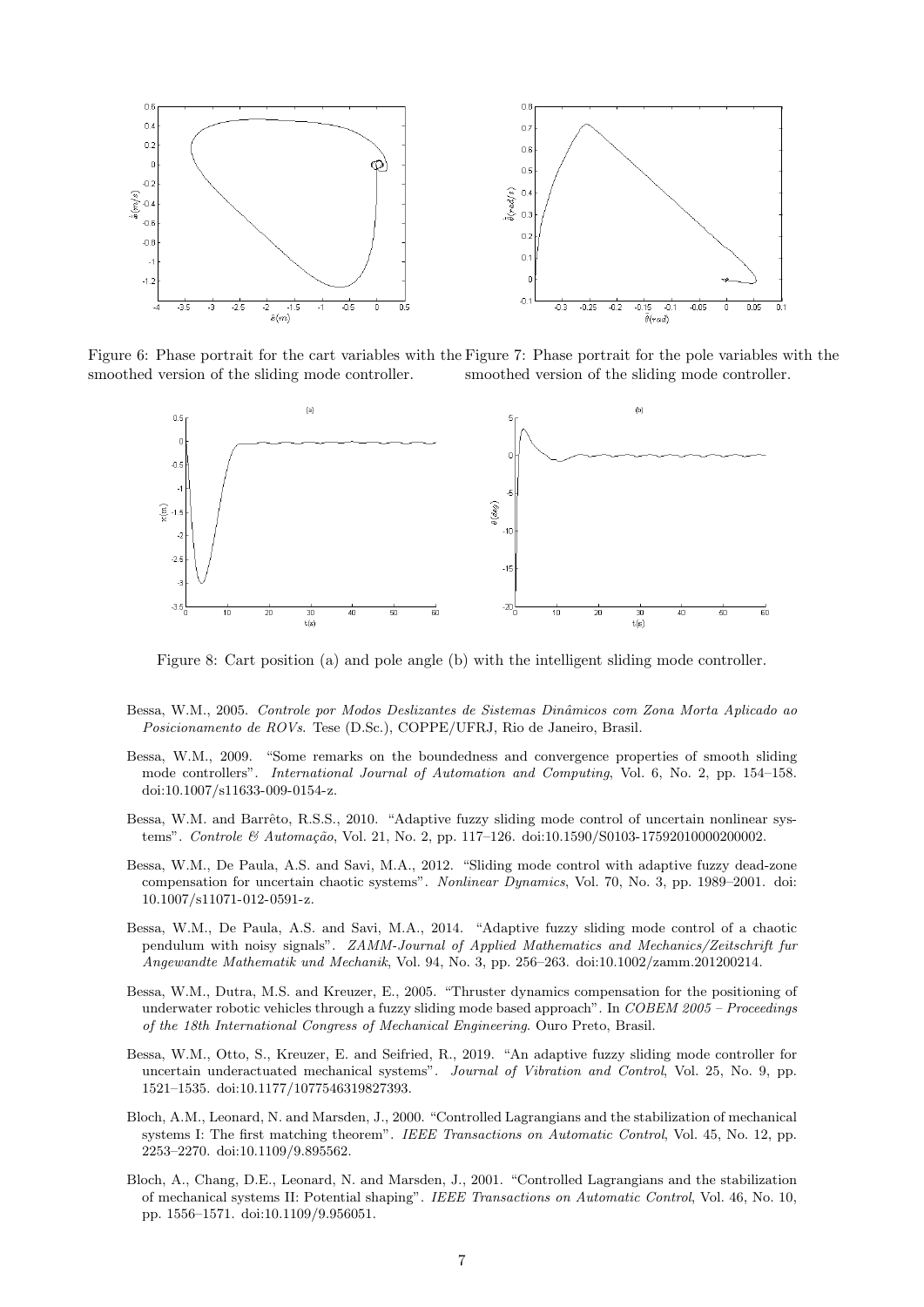Figure 6: Phase portrait for the cart variables with the smoothed version of the sliding mode controller.

Figure 7: Phase portrait for the pole variables with the smoothed version of the sliding mode controller.

Figure 8: Cart position (a) and pole angle (b) with the intelligent sliding mode controller.

Bessa, W.M., 2005. *Controle por Modos Deslizantes de Sistemas Dinâmicos com Zona Morta Aplicado ao Posicionamento de ROVs*. Tese (D.Sc.), COPPE/UFRJ, Rio de Janeiro, Brasil.

Bessa, W.M., 2009. "Some remarks on the boundedness and convergence properties of smooth sliding mode controllers". *International Journal of Automation and Computing*, Vol. 6, No. 2, pp. 154–158. doi:10.1007/s11633-009-0154-z.

Bessa, W.M. and Barrêto, R.S.S., 2010. "Adaptive fuzzy sliding mode control of uncertain nonlinear systems". *Controle & Automação*, Vol. 21, No. 2, pp. 117–126. doi:10.1590/S0103-17592010000200002.

Bessa, W.M., De Paula, A.S. and Savi, M.A., 2012. "Sliding mode control with adaptive fuzzy dead-zone compensation for uncertain chaotic systems". *Nonlinear Dynamics*, Vol. 70, No. 3, pp. 1989–2001. doi: 10.1007/s11071-012-0591-z.

Bessa, W.M., De Paula, A.S. and Savi, M.A., 2014. "Adaptive fuzzy sliding mode control of a chaotic pendulum with noisy signals". *ZAMM-Journal of Applied Mathematics and Mechanics/Zeitschrift fur Angewandte Mathematik und Mechanik*, Vol. 94, No. 3, pp. 256–263. doi:10.1002/zamm.201200214.

Bessa, W.M., Dutra, M.S. and Kreuzer, E., 2005. "Thruster dynamics compensation for the positioning of underwater robotic vehicles through a fuzzy sliding mode based approach". In *COBEM 2005 – Proceedings of the 18th International Congress of Mechanical Engineering*. Ouro Preto, Brasil.

Bessa, W.M., Otto, S., Kreuzer, E. and Seifried, R., 2019. "An adaptive fuzzy sliding mode controller for uncertain underactuated mechanical systems". *Journal of Vibration and Control*, Vol. 25, No. 9, pp. 1521–1535. doi:10.1177/1077546319827393.

Bloch, A.M., Leonard, N. and Marsden, J., 2000. "Controlled Lagrangians and the stabilization of mechanical systems I: The first matching theorem". *IEEE Transactions on Automatic Control*, Vol. 45, No. 12, pp. 2253–2270. doi:10.1109/9.895562.

Bloch, A., Chang, D.E., Leonard, N. and Marsden, J., 2001. "Controlled Lagrangians and the stabilization of mechanical systems II: Potential shaping". *IEEE Transactions on Automatic Control*, Vol. 46, No. 10, pp. 1556–1571. doi:10.1109/9.956051.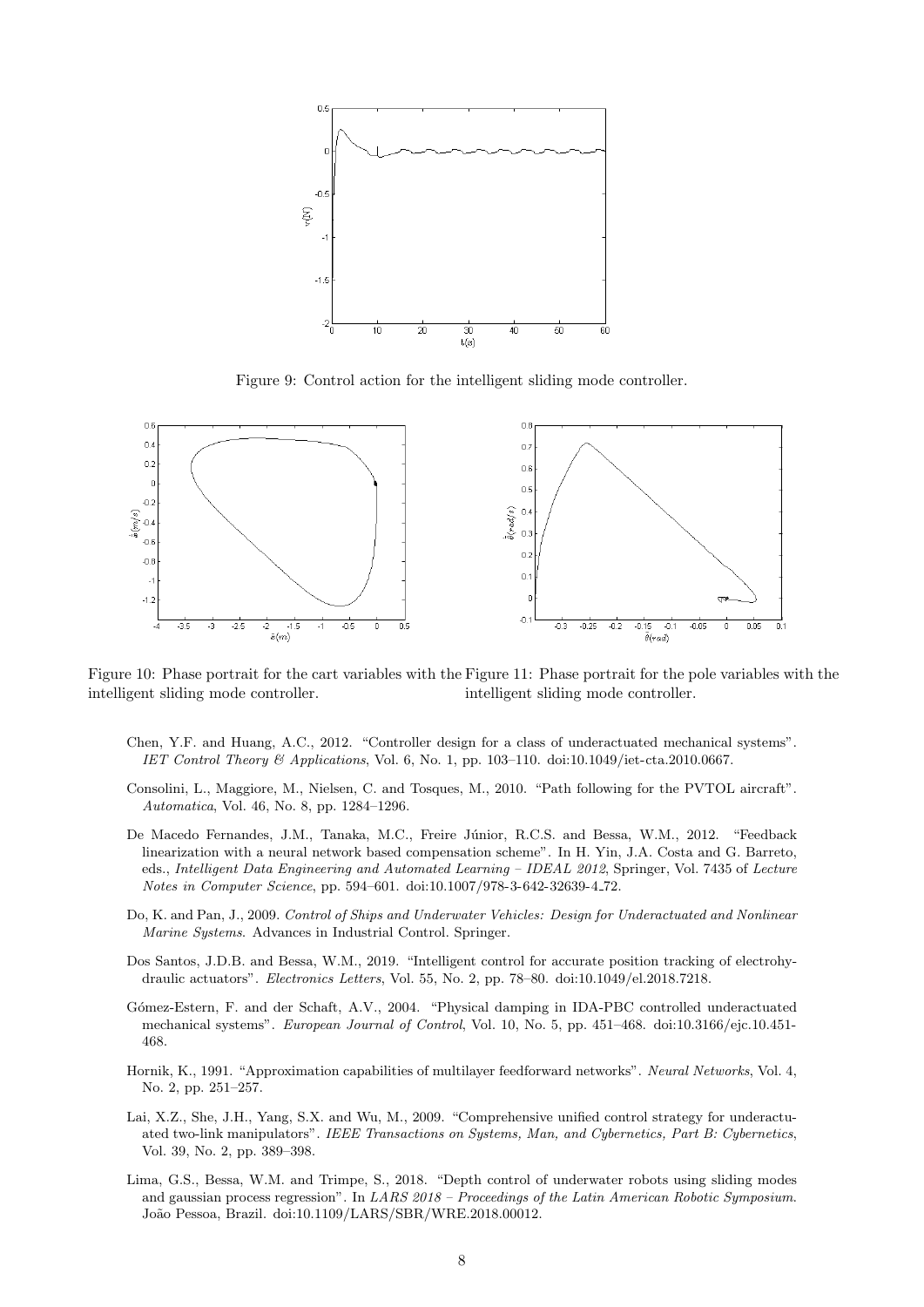Figure 9: Control action for the intelligent sliding mode controller.

Figure 10: Phase portrait for the cart variables with the intelligent sliding mode controller.

Figure 11: Phase portrait for the pole variables with the intelligent sliding mode controller.

Chen, Y.F. and Huang, A.C., 2012. "Controller design for a class of underactuated mechanical systems". *IET Control Theory & Applications*, Vol. 6, No. 1, pp. 103–110. doi:10.1049/iet-cta.2010.0667.

Consolini, L., Maggiore, M., Nielsen, C. and Tosques, M., 2010. "Path following for the PVTOL aircraft". *Automatica*, Vol. 46, No. 8, pp. 1284–1296.

De Macedo Fernandes, J.M., Tanaka, M.C., Freire Júnior, R.C.S. and Bessa, W.M., 2012. "Feedback linearization with a neural network based compensation scheme". In H. Yin, J.A. Costa and G. Barreto, eds., *Intelligent Data Engineering and Automated Learning – IDEAL 2012*, Springer, Vol. 7435 of *Lecture Notes in Computer Science*, pp. 594–601. doi:10.1007/978-3-642-32639-4_72.

Do, K. and Pan, J., 2009. *Control of Ships and Underwater Vehicles: Design for Underactuated and Nonlinear Marine Systems*. Advances in Industrial Control. Springer.

Dos Santos, J.D.B. and Bessa, W.M., 2019. "Intelligent control for accurate position tracking of electrohydraulic actuators". *Electronics Letters*, Vol. 55, No. 2, pp. 78–80. doi:10.1049/el.2018.7218.

Gómez-Estern, F. and der Schaft, A.V., 2004. "Physical damping in IDA-PBC controlled underactuated mechanical systems". *European Journal of Control*, Vol. 10, No. 5, pp. 451–468. doi:10.3166/ejc.10.451-468.

Hornik, K., 1991. "Approximation capabilities of multilayer feedforward networks". *Neural Networks*, Vol. 4, No. 2, pp. 251–257.

Lai, X.Z., She, J.H., Yang, S.X. and Wu, M., 2009. "Comprehensive unified control strategy for underactuated two-link manipulators". *IEEE Transactions on Systems, Man, and Cybernetics, Part B: Cybernetics*, Vol. 39, No. 2, pp. 389–398.

Lima, G.S., Bessa, W.M. and Trimpe, S., 2018. "Depth control of underwater robots using sliding modes and gaussian process regression". In *LARS 2018 – Proceedings of the Latin American Robotic Symposium*. João Pessoa, Brazil. doi:10.1109/LARS/SBR/WRE.2018.00012.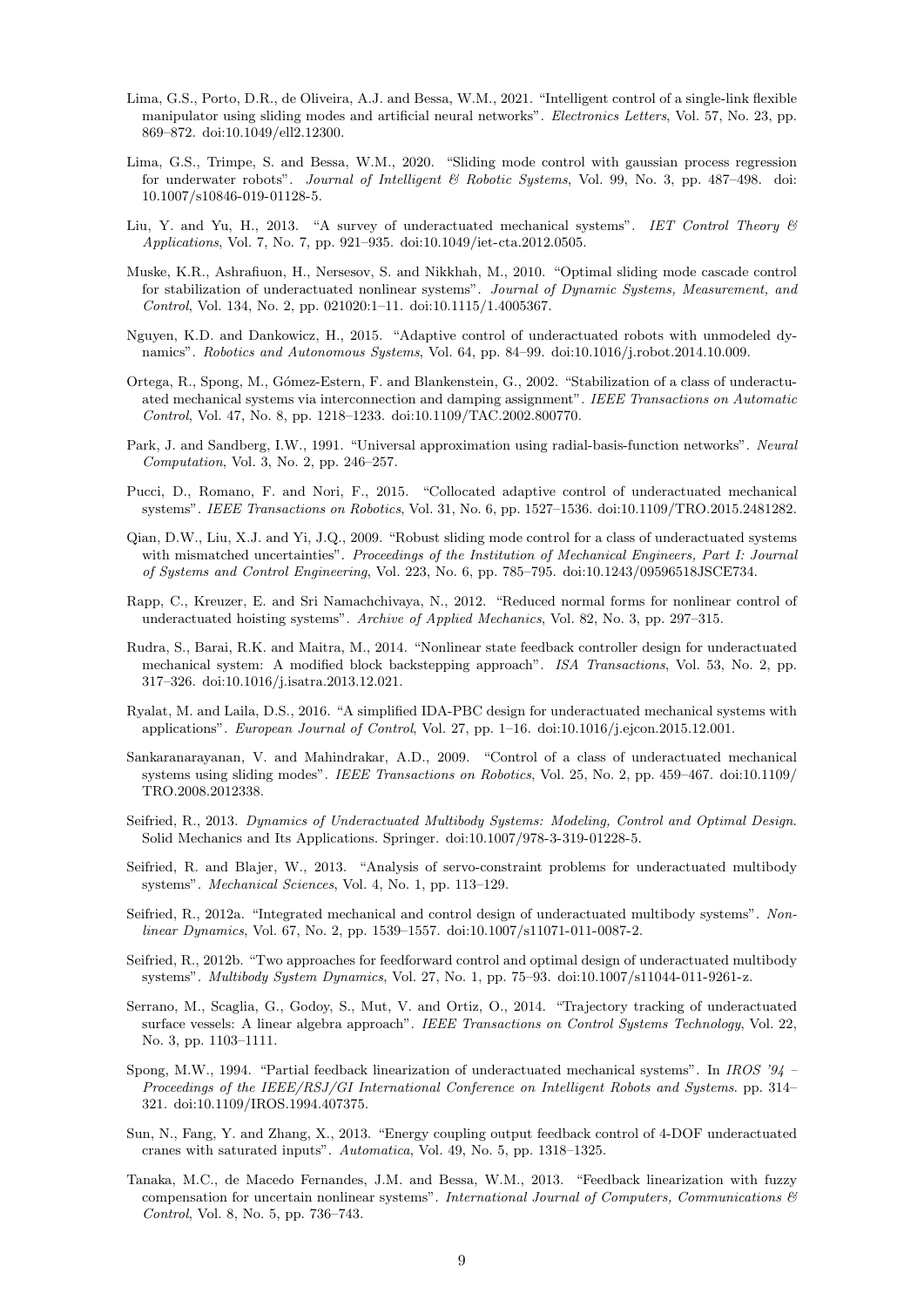Lima, G.S., Porto, D.R., de Oliveira, A.J. and Bessa, W.M., 2021. "Intelligent control of a single-link flexible manipulator using sliding modes and artificial neural networks". *Electronics Letters*, Vol. 57, No. 23, pp. 869–872. doi:10.1049/ell2.12300.

Lima, G.S., Trimpe, S. and Bessa, W.M., 2020. "Sliding mode control with gaussian process regression for underwater robots". *Journal of Intelligent & Robotic Systems*, Vol. 99, No. 3, pp. 487–498. doi: 10.1007/s10846-019-01128-5.

Liu, Y. and Yu, H., 2013. "A survey of underactuated mechanical systems". *IET Control Theory & Applications*, Vol. 7, No. 7, pp. 921–935. doi:10.1049/iet-cta.2012.0505.

Muske, K.R., Ashrafiuon, H., Nersesov, S. and Nikkhah, M., 2010. "Optimal sliding mode cascade control for stabilization of underactuated nonlinear systems". *Journal of Dynamic Systems, Measurement, and Control*, Vol. 134, No. 2, pp. 021020:1–11. doi:10.1115/1.4005367.

Nguyen, K.D. and Dankowicz, H., 2015. "Adaptive control of underactuated robots with unmodeled dynamics". *Robotics and Autonomous Systems*, Vol. 64, pp. 84–99. doi:10.1016/j.robot.2014.10.009.

Ortega, R., Spong, M., Gómez-Estern, F. and Blankenstein, G., 2002. "Stabilization of a class of underactuated mechanical systems via interconnection and damping assignment". *IEEE Transactions on Automatic Control*, Vol. 47, No. 8, pp. 1218–1233. doi:10.1109/TAC.2002.800770.

Park, J. and Sandberg, I.W., 1991. "Universal approximation using radial-basis-function networks". *Neural Computation*, Vol. 3, No. 2, pp. 246–257.

Pucci, D., Romano, F. and Nori, F., 2015. "Collocated adaptive control of underactuated mechanical systems". *IEEE Transactions on Robotics*, Vol. 31, No. 6, pp. 1527–1536. doi:10.1109/TRO.2015.2481282.

Qian, D.W., Liu, X.J. and Yi, J.Q., 2009. "Robust sliding mode control for a class of underactuated systems with mismatched uncertainties". *Proceedings of the Institution of Mechanical Engineers, Part I: Journal of Systems and Control Engineering*, Vol. 223, No. 6, pp. 785–795. doi:10.1243/09596518JSCE734.

Rapp, C., Kreuzer, E. and Sri Namachchivaya, N., 2012. "Reduced normal forms for nonlinear control of underactuated hoisting systems". *Archive of Applied Mechanics*, Vol. 82, No. 3, pp. 297–315.

Rudra, S., Barai, R.K. and Maitra, M., 2014. "Nonlinear state feedback controller design for underactuated mechanical system: A modified block backstepping approach". *ISA Transactions*, Vol. 53, No. 2, pp. 317–326. doi:10.1016/j.isatra.2013.12.021.

Ryalat, M. and Laila, D.S., 2016. "A simplified IDA-PBC design for underactuated mechanical systems with applications". *European Journal of Control*, Vol. 27, pp. 1–16. doi:10.1016/j.ejcon.2015.12.001.

Sankaranarayanan, V. and Mahindrakar, A.D., 2009. "Control of a class of underactuated mechanical systems using sliding modes". *IEEE Transactions on Robotics*, Vol. 25, No. 2, pp. 459–467. doi:10.1109/TRO.2008.2012338.

Seifried, R., 2013. *Dynamics of Underactuated Multibody Systems: Modeling, Control and Optimal Design*. Solid Mechanics and Its Applications. Springer. doi:10.1007/978-3-319-01228-5.

Seifried, R. and Blajer, W., 2013. "Analysis of servo-constraint problems for underactuated multibody systems". *Mechanical Sciences*, Vol. 4, No. 1, pp. 113–129.

Seifried, R., 2012a. "Integrated mechanical and control design of underactuated multibody systems". *Nonlinear Dynamics*, Vol. 67, No. 2, pp. 1539–1557. doi:10.1007/s11071-011-0087-2.

Seifried, R., 2012b. "Two approaches for feedforward control and optimal design of underactuated multibody systems". *Multibody System Dynamics*, Vol. 27, No. 1, pp. 75–93. doi:10.1007/s11044-011-9261-z.

Serrano, M., Scaglia, G., Godoy, S., Mut, V. and Ortiz, O., 2014. "Trajectory tracking of underactuated surface vessels: A linear algebra approach". *IEEE Transactions on Control Systems Technology*, Vol. 22, No. 3, pp. 1103–1111.

Spong, M.W., 1994. "Partial feedback linearization of underactuated mechanical systems". In *IROS '94 – Proceedings of the IEEE/RSJ/GI International Conference on Intelligent Robots and Systems*. pp. 314–321. doi:10.1109/IROS.1994.407375.

Sun, N., Fang, Y. and Zhang, X., 2013. "Energy coupling output feedback control of 4-DOF underactuated cranes with saturated inputs". *Automatica*, Vol. 49, No. 5, pp. 1318–1325.

Tanaka, M.C., de Macedo Fernandes, J.M. and Bessa, W.M., 2013. "Feedback linearization with fuzzy compensation for uncertain nonlinear systems". *International Journal of Computers, Communications & Control*, Vol. 8, No. 5, pp. 736–743.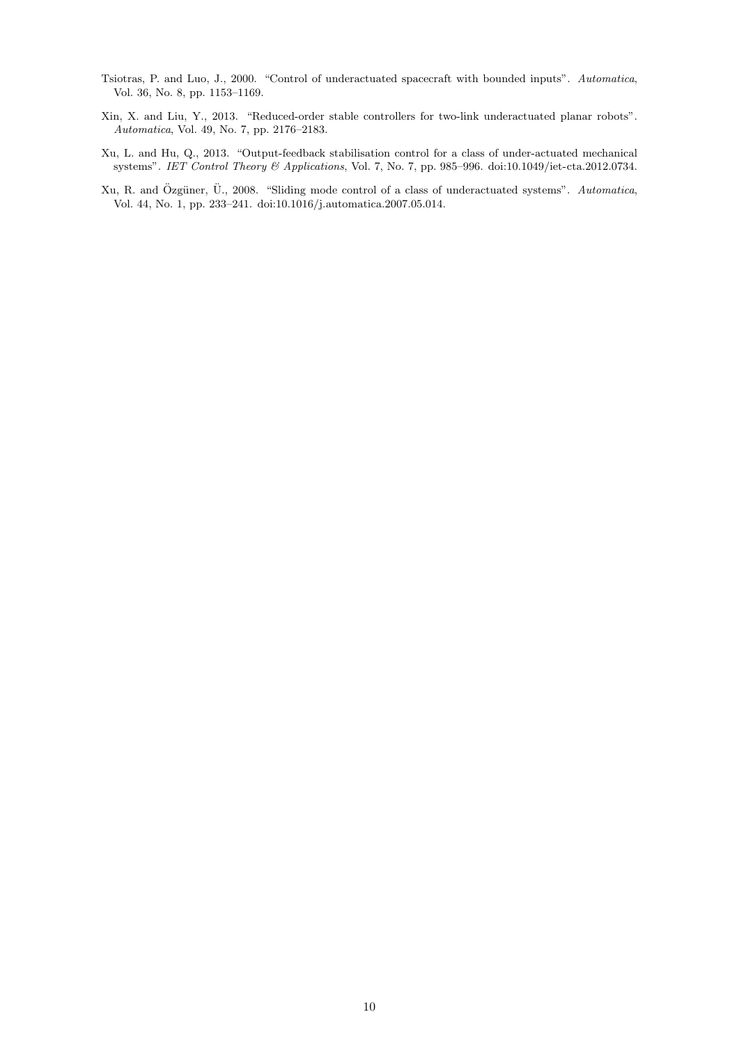Tsiotras, P. and Luo, J., 2000. "Control of underactuated spacecraft with bounded inputs". *Automatica*, Vol. 36, No. 8, pp. 1153–1169.

Xin, X. and Liu, Y., 2013. "Reduced-order stable controllers for two-link underactuated planar robots". *Automatica*, Vol. 49, No. 7, pp. 2176–2183.

Xu, L. and Hu, Q., 2013. "Output-feedback stabilisation control for a class of under-actuated mechanical systems". *IET Control Theory & Applications*, Vol. 7, No. 7, pp. 985–996. doi:10.1049/iet-cta.2012.0734.

Xu, R. and Özgüner, Ü., 2008. "Sliding mode control of a class of underactuated systems". *Automatica*, Vol. 44, No. 1, pp. 233–241. doi:10.1016/j.automatica.2007.05.014.